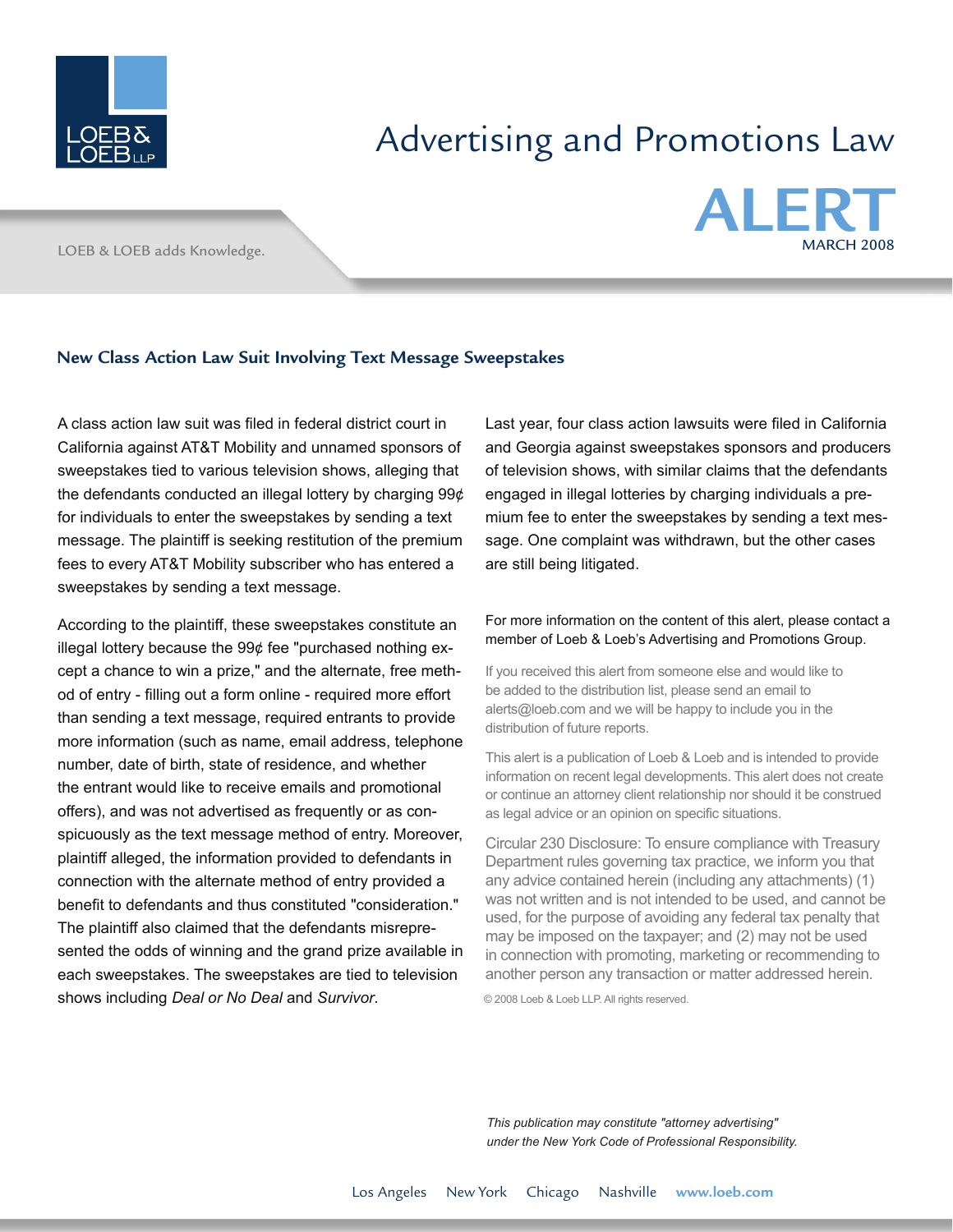# Advertising and Promotions Law

# ALERT

MARCH 2008

LOEB & LOEB adds Knowledge.

## New Class Action Law Suit Involving Text Message Sweepstakes

A class action law suit was filed in federal district court in California against AT&T Mobility and unnamed sponsors of sweepstakes tied to various television shows, alleging that the defendants conducted an illegal lottery by charging 99¢ for individuals to enter the sweepstakes by sending a text message. The plaintiff is seeking restitution of the premium fees to every AT&T Mobility subscriber who has entered a sweepstakes by sending a text message.

According to the plaintiff, these sweepstakes constitute an illegal lottery because the 99¢ fee "purchased nothing except a chance to win a prize," and the alternate, free method of entry - filling out a form online - required more effort than sending a text message, required entrants to provide more information (such as name, email address, telephone number, date of birth, state of residence, and whether the entrant would like to receive emails and promotional offers), and was not advertised as frequently or as conspicuously as the text message method of entry. Moreover, plaintiff alleged, the information provided to defendants in connection with the alternate method of entry provided a benefit to defendants and thus constituted "consideration." The plaintiff also claimed that the defendants misrepresented the odds of winning and the grand prize available in each sweepstakes. The sweepstakes are tied to television shows including *Deal or No Deal* and *Survivor*.

Last year, four class action lawsuits were filed in California and Georgia against sweepstakes sponsors and producers of television shows, with similar claims that the defendants engaged in illegal lotteries by charging individuals a premium fee to enter the sweepstakes by sending a text message. One complaint was withdrawn, but the other cases are still being litigated.

For more information on the content of this alert, please contact a member of Loeb & Loeb's Advertising and Promotions Group.

If you received this alert from someone else and would like to be added to the distribution list, please send an email to alerts@loeb.com and we will be happy to include you in the distribution of future reports.

This alert is a publication of Loeb & Loeb and is intended to provide information on recent legal developments. This alert does not create or continue an attorney client relationship nor should it be construed as legal advice or an opinion on specific situations.

Circular 230 Disclosure: To ensure compliance with Treasury Department rules governing tax practice, we inform you that any advice contained herein (including any attachments) (1) was not written and is not intended to be used, and cannot be used, for the purpose of avoiding any federal tax penalty that may be imposed on the taxpayer; and (2) may not be used in connection with promoting, marketing or recommending to another person any transaction or matter addressed herein.

© 2008 Loeb & Loeb LLP. All rights reserved.

*This publication may constitute "attorney advertising" under the New York Code of Professional Responsibility.*

Los Angeles New York Chicago Nashville **www.loeb.com**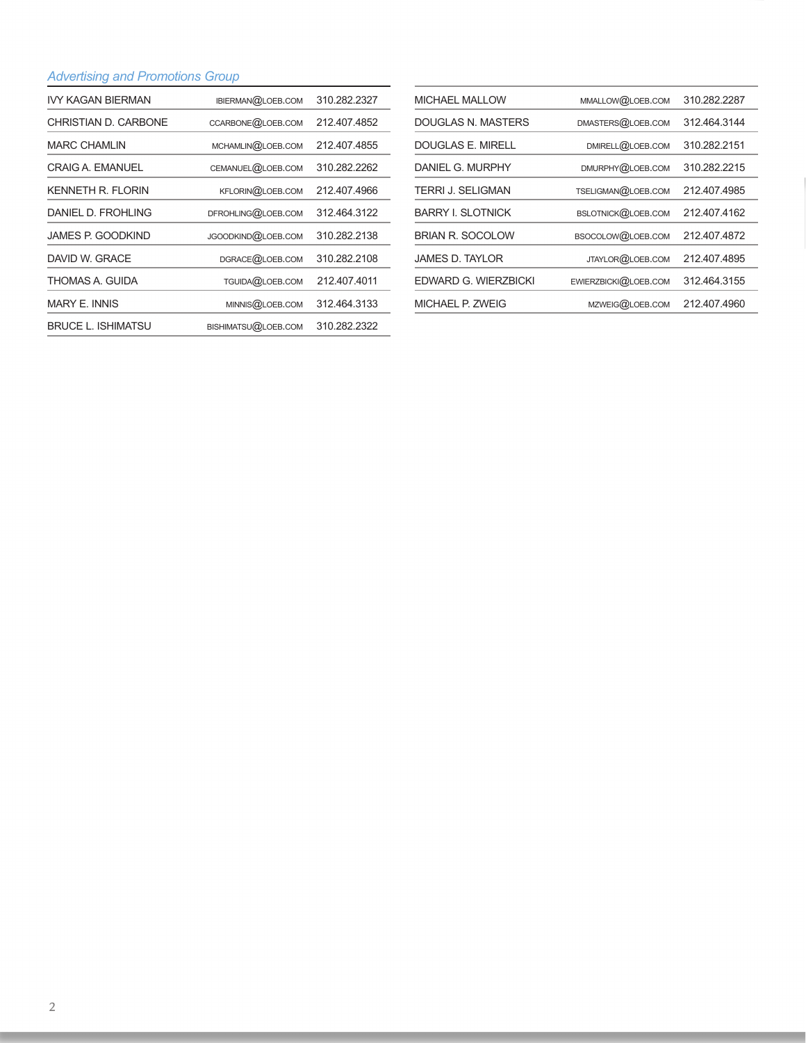*Advertising and Promotions Group*

| | | |
|---|---|---|
| IVY KAGAN BIERMAN | IBIERMAN@LOEB.COM | 310.282.2327 |
| CHRISTIAN D. CARBONE | CCARBONE@LOEB.COM | 212.407.4852 |
| MARC CHAMLIN | MCHAMLIN@LOEB.COM | 212.407.4855 |
| CRAIG A. EMANUEL | CEMANUEL@LOEB.COM | 310.282.2262 |
| KENNETH R. FLORIN | KFLORIN@LOEB.COM | 212.407.4966 |
| DANIEL D. FROHLING | DFROHLING@LOEB.COM | 312.464.3122 |
| JAMES P. GOODKIND | JGOODKIND@LOEB.COM | 310.282.2138 |
| DAVID W. GRACE | DGRACE@LOEB.COM | 310.282.2108 |
| THOMAS A. GUIDA | TGUIDA@LOEB.COM | 212.407.4011 |
| MARY E. INNIS | MINNIS@LOEB.COM | 312.464.3133 |
| BRUCE L. ISHIMATSU | BISHIMATSU@LOEB.COM | 310.282.2322 |
| MICHAEL MALLOW | MMALLOW@LOEB.COM | 310.282.2287 |
| DOUGLAS N. MASTERS | DMASTERS@LOEB.COM | 312.464.3144 |
| DOUGLAS E. MIRELL | DMIRELL@LOEB.COM | 310.282.2151 |
| DANIEL G. MURPHY | DMURPHY@LOEB.COM | 310.282.2215 |
| TERRI J. SELIGMAN | TSELIGMAN@LOEB.COM | 212.407.4985 |
| BARRY I. SLOTNICK | BSLOTNICK@LOEB.COM | 212.407.4162 |
| BRIAN R. SOCOLOW | BSOCOLOW@LOEB.COM | 212.407.4872 |
| JAMES D. TAYLOR | JTAYLOR@LOEB.COM | 212.407.4895 |
| EDWARD G. WIERZBICKI | EWIERZBICKI@LOEB.COM | 312.464.3155 |
| MICHAEL P. ZWEIG | MZWEIG@LOEB.COM | 212.407.4960 |